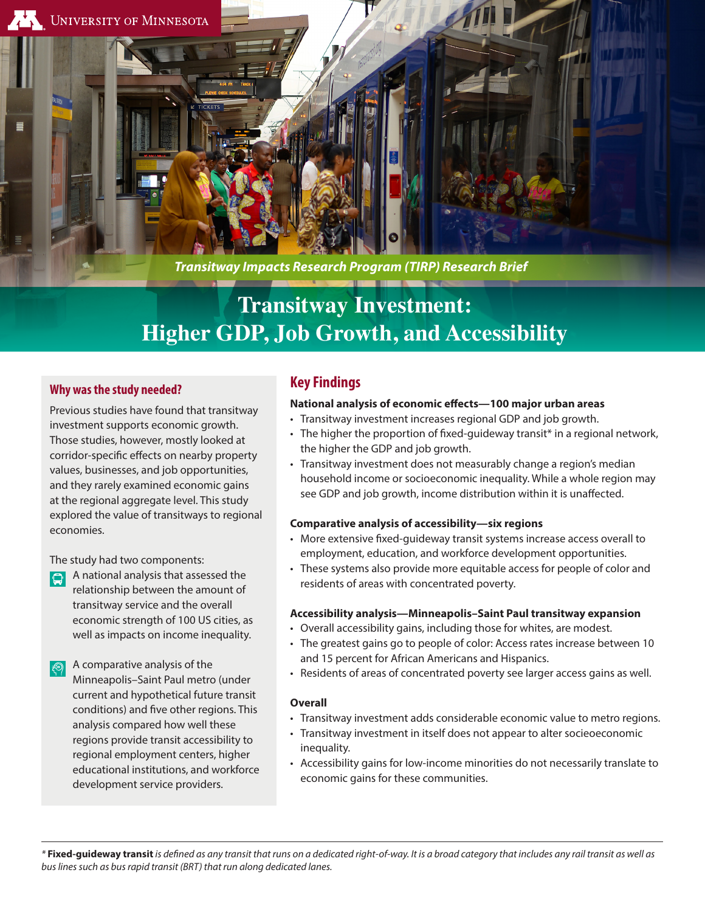University of Minnesota

*Transitway Impacts Research Program (TIRP) Research Brief*

# Transitway Investment: Higher GDP, Job Growth, and Accessibility

## Why was the study needed?

Previous studies have found that transitway investment supports economic growth. Those studies, however, mostly looked at corridor-specific effects on nearby property values, businesses, and job opportunities, and they rarely examined economic gains at the regional aggregate level. This study explored the value of transitways to regional economies.

The study had two components:

- A national analysis that assessed the relationship between the amount of transitway service and the overall economic strength of 100 US cities, as well as impacts on income inequality.
- A comparative analysis of the Minneapolis–Saint Paul metro (under current and hypothetical future transit conditions) and five other regions. This analysis compared how well these regions provide transit accessibility to regional employment centers, higher educational institutions, and workforce development service providers.

## Key Findings

**National analysis of economic effects—100 major urban areas**

- Transitway investment increases regional GDP and job growth.
- The higher the proportion of fixed-guideway transit* in a regional network, the higher the GDP and job growth.
- Transitway investment does not measurably change a region's median household income or socioeconomic inequality. While a whole region may see GDP and job growth, income distribution within it is unaffected.

**Comparative analysis of accessibility—six regions**

- More extensive fixed-guideway transit systems increase access overall to employment, education, and workforce development opportunities.
- These systems also provide more equitable access for people of color and residents of areas with concentrated poverty.

**Accessibility analysis—Minneapolis–Saint Paul transitway expansion**

- Overall accessibility gains, including those for whites, are modest.
- The greatest gains go to people of color: Access rates increase between 10 and 15 percent for African Americans and Hispanics.
- Residents of areas of concentrated poverty see larger access gains as well.

**Overall**

- Transitway investment adds considerable economic value to metro regions.
- Transitway investment in itself does not appear to alter socioeconomic inequality.
- Accessibility gains for low-income minorities do not necessarily translate to economic gains for these communities.

---

\* **Fixed-guideway transit** *is defined as any transit that runs on a dedicated right-of-way. It is a broad category that includes any rail transit as well as bus lines such as bus rapid transit (BRT) that run along dedicated lanes.*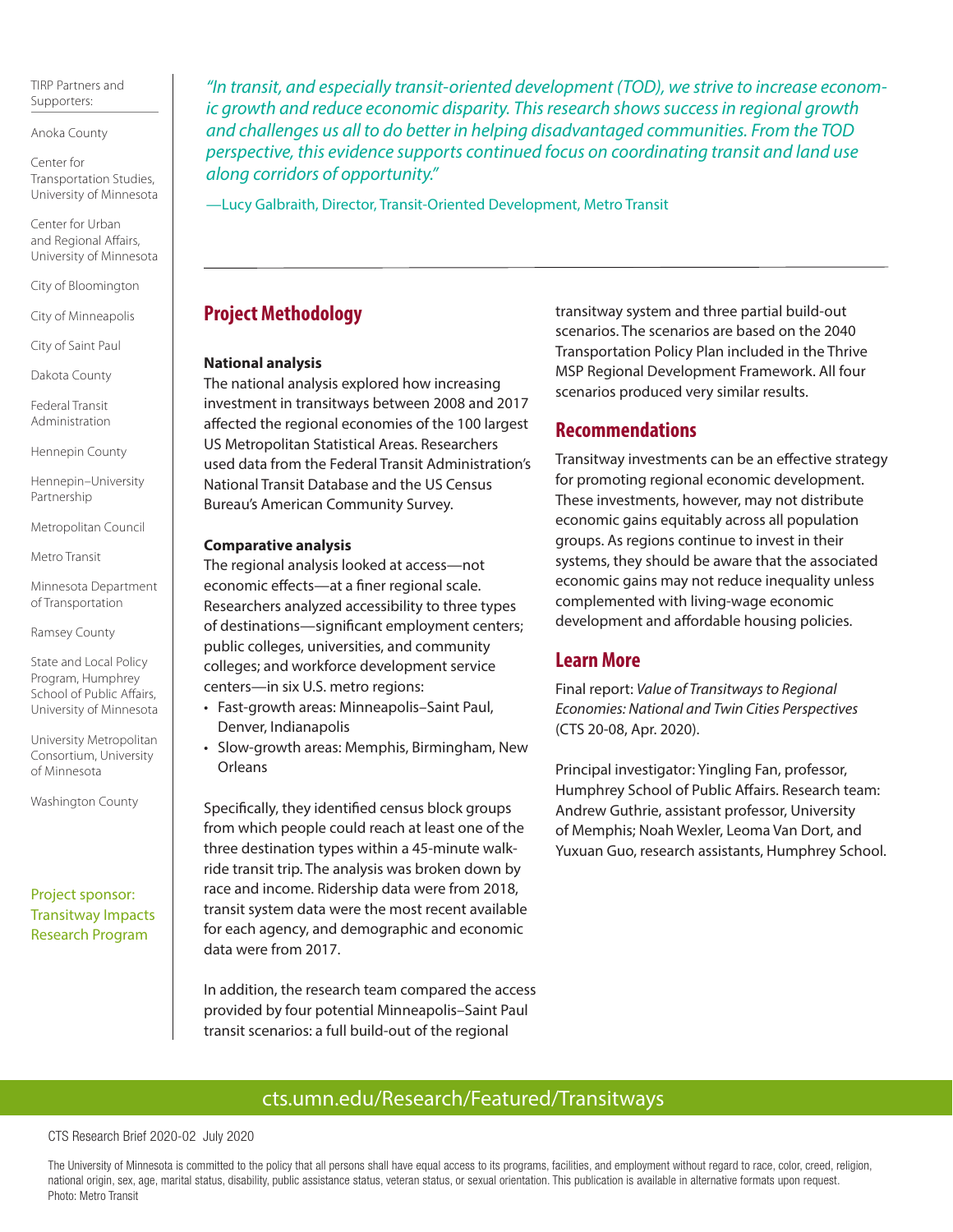TIRP Partners and Supporters:

Anoka County

Center for Transportation Studies, University of Minnesota

Center for Urban and Regional Affairs, University of Minnesota

City of Bloomington

City of Minneapolis

City of Saint Paul

Dakota County

Federal Transit Administration

Hennepin County

Hennepin–University Partnership

Metropolitan Council

Metro Transit

Minnesota Department of Transportation

Ramsey County

State and Local Policy Program, Humphrey School of Public Affairs, University of Minnesota

University Metropolitan Consortium, University of Minnesota

Washington County

Project sponsor: Transitway Impacts Research Program

*"In transit, and especially transit-oriented development (TOD), we strive to increase economic growth and reduce economic disparity. This research shows success in regional growth and challenges us all to do better in helping disadvantaged communities. From the TOD perspective, this evidence supports continued focus on coordinating transit and land use along corridors of opportunity."*

—Lucy Galbraith, Director, Transit-Oriented Development, Metro Transit

## Project Methodology

**National analysis**

The national analysis explored how increasing investment in transitways between 2008 and 2017 affected the regional economies of the 100 largest US Metropolitan Statistical Areas. Researchers used data from the Federal Transit Administration's National Transit Database and the US Census Bureau's American Community Survey.

**Comparative analysis**

The regional analysis looked at access—not economic effects—at a finer regional scale. Researchers analyzed accessibility to three types of destinations—significant employment centers; public colleges, universities, and community colleges; and workforce development service centers—in six U.S. metro regions:

- Fast-growth areas: Minneapolis–Saint Paul, Denver, Indianapolis
- Slow-growth areas: Memphis, Birmingham, New Orleans

Specifically, they identified census block groups from which people could reach at least one of the three destination types within a 45-minute walk-ride transit trip. The analysis was broken down by race and income. Ridership data were from 2018, transit system data were the most recent available for each agency, and demographic and economic data were from 2017.

In addition, the research team compared the access provided by four potential Minneapolis–Saint Paul transit scenarios: a full build-out of the regional transitway system and three partial build-out scenarios. The scenarios are based on the 2040 Transportation Policy Plan included in the Thrive MSP Regional Development Framework. All four scenarios produced very similar results.

## Recommendations

Transitway investments can be an effective strategy for promoting regional economic development. These investments, however, may not distribute economic gains equitably across all population groups. As regions continue to invest in their systems, they should be aware that the associated economic gains may not reduce inequality unless complemented with living-wage economic development and affordable housing policies.

## Learn More

Final report: *Value of Transitways to Regional Economies: National and Twin Cities Perspectives* (CTS 20-08, Apr. 2020).

Principal investigator: Yingling Fan, professor, Humphrey School of Public Affairs. Research team: Andrew Guthrie, assistant professor, University of Memphis; Noah Wexler, Leoma Van Dort, and Yuxuan Guo, research assistants, Humphrey School.

cts.umn.edu/Research/Featured/Transitways

CTS Research Brief 2020-02 July 2020

The University of Minnesota is committed to the policy that all persons shall have equal access to its programs, facilities, and employment without regard to race, color, creed, religion, national origin, sex, age, marital status, disability, public assistance status, veteran status, or sexual orientation. This publication is available in alternative formats upon request.
Photo: Metro Transit